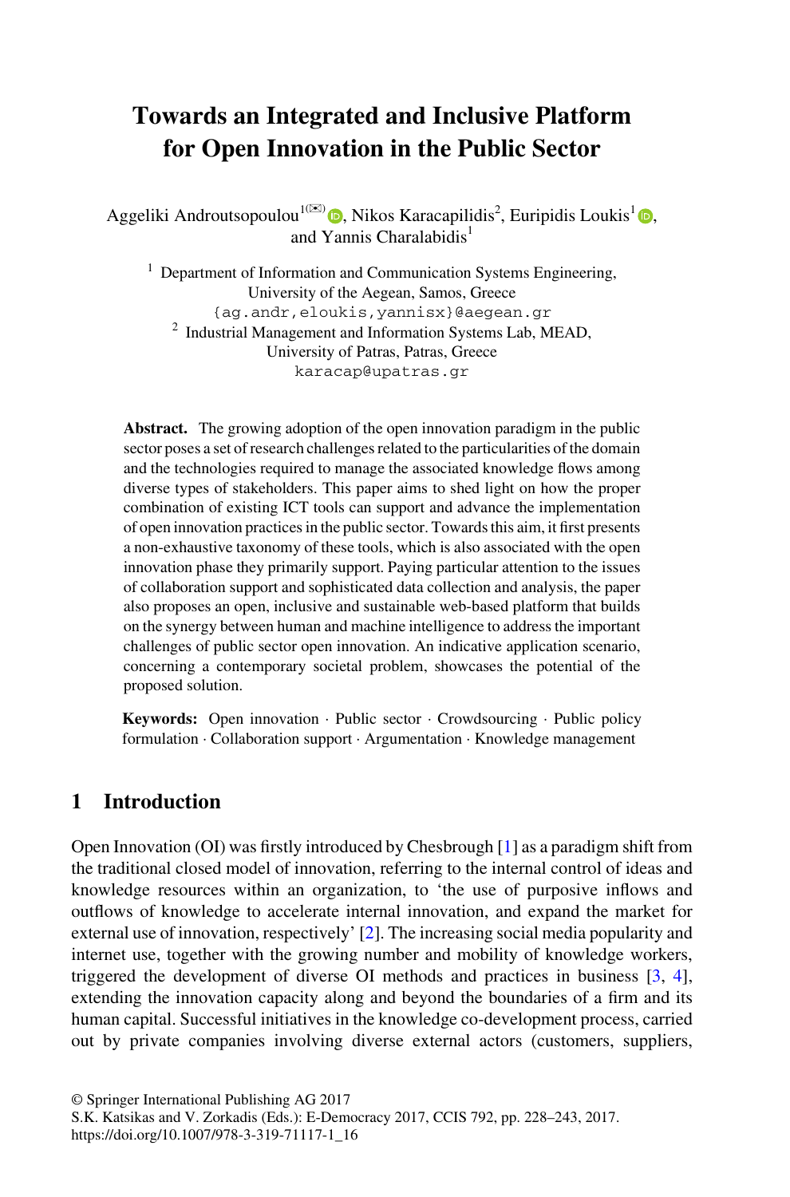# Towards an Integrated and Inclusive Platform for Open Innovation in the Public Sector

Aggeliki Androutsopoulou[1(✉)], Nikos Karacapilidis[2], Euripidis Loukis[1], and Yannis Charalabidis[1]

[1] Department of Information and Communication Systems Engineering, University of the Aegean, Samos, Greece
{ag.andr,eloukis,yannisx}@aegean.gr

[2] Industrial Management and Information Systems Lab, MEAD, University of Patras, Patras, Greece
karacap@upatras.gr

**Abstract.** The growing adoption of the open innovation paradigm in the public sector poses a set of research challenges related to the particularities of the domain and the technologies required to manage the associated knowledge flows among diverse types of stakeholders. This paper aims to shed light on how the proper combination of existing ICT tools can support and advance the implementation of open innovation practices in the public sector. Towards this aim, it first presents a non-exhaustive taxonomy of these tools, which is also associated with the open innovation phase they primarily support. Paying particular attention to the issues of collaboration support and sophisticated data collection and analysis, the paper also proposes an open, inclusive and sustainable web-based platform that builds on the synergy between human and machine intelligence to address the important challenges of public sector open innovation. An indicative application scenario, concerning a contemporary societal problem, showcases the potential of the proposed solution.

**Keywords:** Open innovation · Public sector · Crowdsourcing · Public policy formulation · Collaboration support · Argumentation · Knowledge management

## 1 Introduction

Open Innovation (OI) was firstly introduced by Chesbrough [1] as a paradigm shift from the traditional closed model of innovation, referring to the internal control of ideas and knowledge resources within an organization, to 'the use of purposive inflows and outflows of knowledge to accelerate internal innovation, and expand the market for external use of innovation, respectively' [2]. The increasing social media popularity and internet use, together with the growing number and mobility of knowledge workers, triggered the development of diverse OI methods and practices in business [3, 4], extending the innovation capacity along and beyond the boundaries of a firm and its human capital. Successful initiatives in the knowledge co-development process, carried out by private companies involving diverse external actors (customers, suppliers,

© Springer International Publishing AG 2017
S.K. Katsikas and V. Zorkadis (Eds.): E-Democracy 2017, CCIS 792, pp. 228–243, 2017.
https://doi.org/10.1007/978-3-319-71117-1_16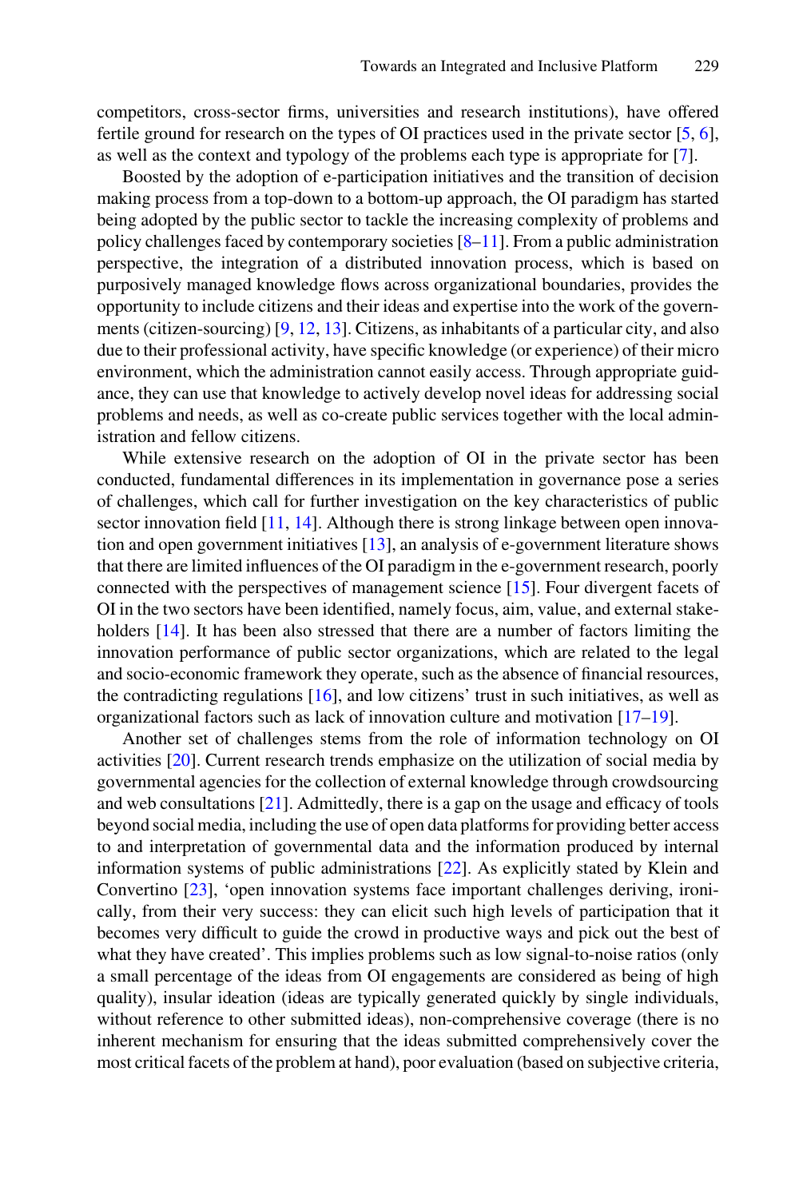competitors, cross-sector firms, universities and research institutions), have offered fertile ground for research on the types of OI practices used in the private sector [5, 6], as well as the context and typology of the problems each type is appropriate for [7].

Boosted by the adoption of e-participation initiatives and the transition of decision making process from a top-down to a bottom-up approach, the OI paradigm has started being adopted by the public sector to tackle the increasing complexity of problems and policy challenges faced by contemporary societies [8–11]. From a public administration perspective, the integration of a distributed innovation process, which is based on purposively managed knowledge flows across organizational boundaries, provides the opportunity to include citizens and their ideas and expertise into the work of the governments (citizen-sourcing) [9, 12, 13]. Citizens, as inhabitants of a particular city, and also due to their professional activity, have specific knowledge (or experience) of their micro environment, which the administration cannot easily access. Through appropriate guidance, they can use that knowledge to actively develop novel ideas for addressing social problems and needs, as well as co-create public services together with the local administration and fellow citizens.

While extensive research on the adoption of OI in the private sector has been conducted, fundamental differences in its implementation in governance pose a series of challenges, which call for further investigation on the key characteristics of public sector innovation field [11, 14]. Although there is strong linkage between open innovation and open government initiatives [13], an analysis of e-government literature shows that there are limited influences of the OI paradigm in the e-government research, poorly connected with the perspectives of management science [15]. Four divergent facets of OI in the two sectors have been identified, namely focus, aim, value, and external stakeholders [14]. It has been also stressed that there are a number of factors limiting the innovation performance of public sector organizations, which are related to the legal and socio-economic framework they operate, such as the absence of financial resources, the contradicting regulations [16], and low citizens' trust in such initiatives, as well as organizational factors such as lack of innovation culture and motivation [17–19].

Another set of challenges stems from the role of information technology on OI activities [20]. Current research trends emphasize on the utilization of social media by governmental agencies for the collection of external knowledge through crowdsourcing and web consultations [21]. Admittedly, there is a gap on the usage and efficacy of tools beyond social media, including the use of open data platforms for providing better access to and interpretation of governmental data and the information produced by internal information systems of public administrations [22]. As explicitly stated by Klein and Convertino [23], 'open innovation systems face important challenges deriving, ironically, from their very success: they can elicit such high levels of participation that it becomes very difficult to guide the crowd in productive ways and pick out the best of what they have created'. This implies problems such as low signal-to-noise ratios (only a small percentage of the ideas from OI engagements are considered as being of high quality), insular ideation (ideas are typically generated quickly by single individuals, without reference to other submitted ideas), non-comprehensive coverage (there is no inherent mechanism for ensuring that the ideas submitted comprehensively cover the most critical facets of the problem at hand), poor evaluation (based on subjective criteria,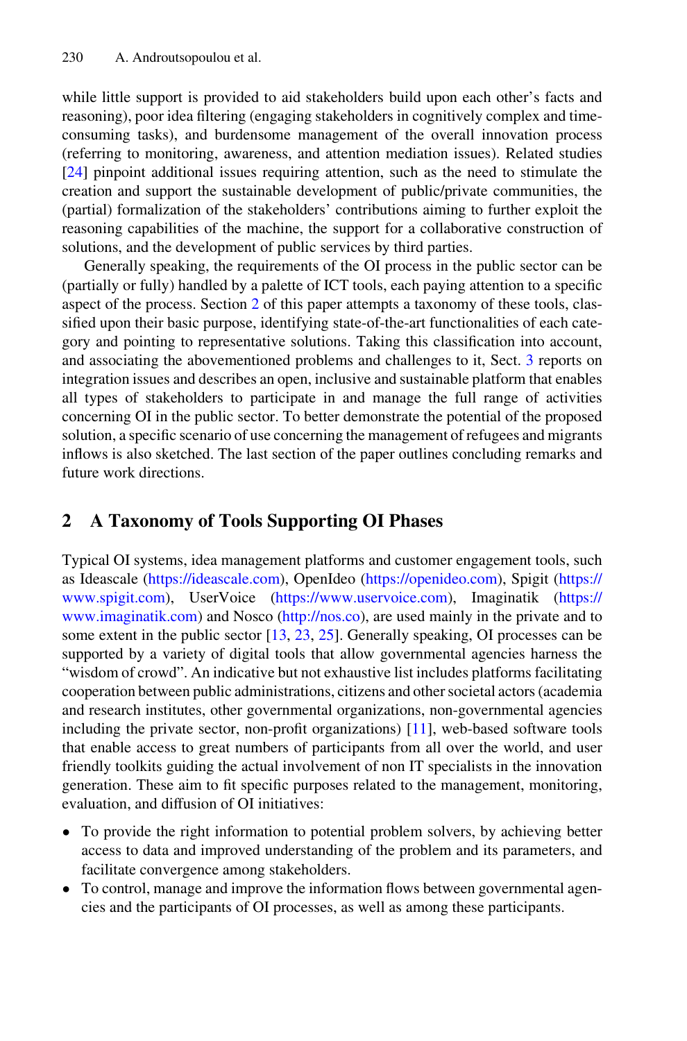while little support is provided to aid stakeholders build upon each other's facts and reasoning), poor idea filtering (engaging stakeholders in cognitively complex and time-consuming tasks), and burdensome management of the overall innovation process (referring to monitoring, awareness, and attention mediation issues). Related studies [24] pinpoint additional issues requiring attention, such as the need to stimulate the creation and support the sustainable development of public/private communities, the (partial) formalization of the stakeholders' contributions aiming to further exploit the reasoning capabilities of the machine, the support for a collaborative construction of solutions, and the development of public services by third parties.

Generally speaking, the requirements of the OI process in the public sector can be (partially or fully) handled by a palette of ICT tools, each paying attention to a specific aspect of the process. Section 2 of this paper attempts a taxonomy of these tools, classified upon their basic purpose, identifying state-of-the-art functionalities of each category and pointing to representative solutions. Taking this classification into account, and associating the abovementioned problems and challenges to it, Sect. 3 reports on integration issues and describes an open, inclusive and sustainable platform that enables all types of stakeholders to participate in and manage the full range of activities concerning OI in the public sector. To better demonstrate the potential of the proposed solution, a specific scenario of use concerning the management of refugees and migrants inflows is also sketched. The last section of the paper outlines concluding remarks and future work directions.

## 2 A Taxonomy of Tools Supporting OI Phases

Typical OI systems, idea management platforms and customer engagement tools, such as Ideascale (https://ideascale.com), OpenIdeo (https://openideo.com), Spigit (https://www.spigit.com), UserVoice (https://www.uservoice.com), Imaginatik (https://www.imaginatik.com) and Nosco (http://nos.co), are used mainly in the private and to some extent in the public sector [13, 23, 25]. Generally speaking, OI processes can be supported by a variety of digital tools that allow governmental agencies harness the "wisdom of crowd". An indicative but not exhaustive list includes platforms facilitating cooperation between public administrations, citizens and other societal actors (academia and research institutes, other governmental organizations, non-governmental agencies including the private sector, non-profit organizations) [11], web-based software tools that enable access to great numbers of participants from all over the world, and user friendly toolkits guiding the actual involvement of non IT specialists in the innovation generation. These aim to fit specific purposes related to the management, monitoring, evaluation, and diffusion of OI initiatives:

- To provide the right information to potential problem solvers, by achieving better access to data and improved understanding of the problem and its parameters, and facilitate convergence among stakeholders.
- To control, manage and improve the information flows between governmental agencies and the participants of OI processes, as well as among these participants.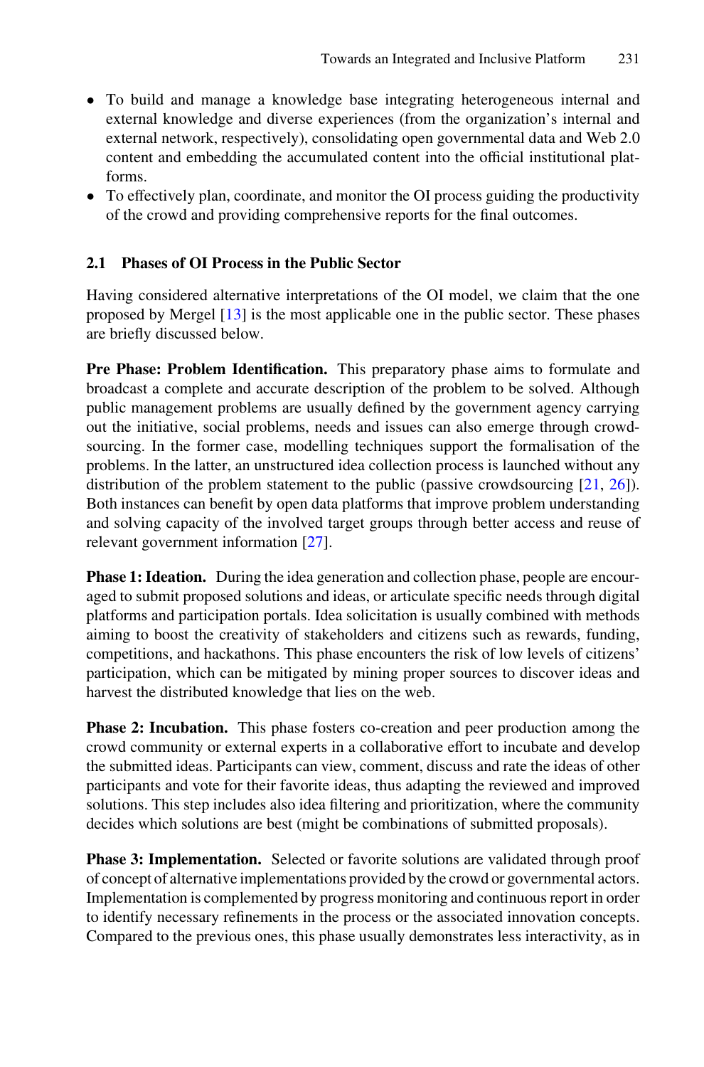- To build and manage a knowledge base integrating heterogeneous internal and external knowledge and diverse experiences (from the organization's internal and external network, respectively), consolidating open governmental data and Web 2.0 content and embedding the accumulated content into the official institutional platforms.
- To effectively plan, coordinate, and monitor the OI process guiding the productivity of the crowd and providing comprehensive reports for the final outcomes.

### 2.1 Phases of OI Process in the Public Sector

Having considered alternative interpretations of the OI model, we claim that the one proposed by Mergel [13] is the most applicable one in the public sector. These phases are briefly discussed below.

**Pre Phase: Problem Identification.** This preparatory phase aims to formulate and broadcast a complete and accurate description of the problem to be solved. Although public management problems are usually defined by the government agency carrying out the initiative, social problems, needs and issues can also emerge through crowdsourcing. In the former case, modelling techniques support the formalisation of the problems. In the latter, an unstructured idea collection process is launched without any distribution of the problem statement to the public (passive crowdsourcing [21, 26]). Both instances can benefit by open data platforms that improve problem understanding and solving capacity of the involved target groups through better access and reuse of relevant government information [27].

**Phase 1: Ideation.** During the idea generation and collection phase, people are encouraged to submit proposed solutions and ideas, or articulate specific needs through digital platforms and participation portals. Idea solicitation is usually combined with methods aiming to boost the creativity of stakeholders and citizens such as rewards, funding, competitions, and hackathons. This phase encounters the risk of low levels of citizens' participation, which can be mitigated by mining proper sources to discover ideas and harvest the distributed knowledge that lies on the web.

**Phase 2: Incubation.** This phase fosters co-creation and peer production among the crowd community or external experts in a collaborative effort to incubate and develop the submitted ideas. Participants can view, comment, discuss and rate the ideas of other participants and vote for their favorite ideas, thus adapting the reviewed and improved solutions. This step includes also idea filtering and prioritization, where the community decides which solutions are best (might be combinations of submitted proposals).

**Phase 3: Implementation.** Selected or favorite solutions are validated through proof of concept of alternative implementations provided by the crowd or governmental actors. Implementation is complemented by progress monitoring and continuous report in order to identify necessary refinements in the process or the associated innovation concepts. Compared to the previous ones, this phase usually demonstrates less interactivity, as in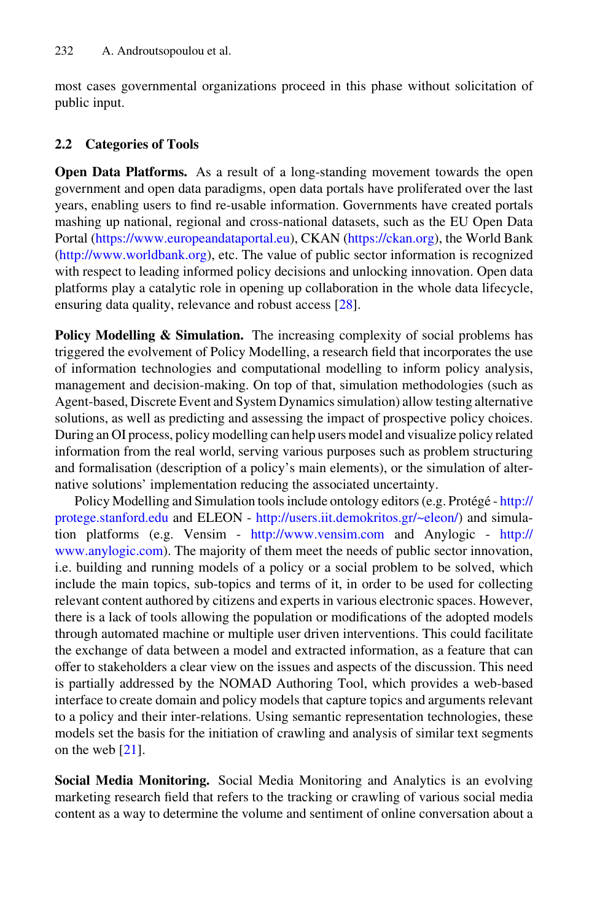most cases governmental organizations proceed in this phase without solicitation of public input.

### 2.2 Categories of Tools

**Open Data Platforms.** As a result of a long-standing movement towards the open government and open data paradigms, open data portals have proliferated over the last years, enabling users to find re-usable information. Governments have created portals mashing up national, regional and cross-national datasets, such as the EU Open Data Portal (https://www.europeandataportal.eu), CKAN (https://ckan.org), the World Bank (http://www.worldbank.org), etc. The value of public sector information is recognized with respect to leading informed policy decisions and unlocking innovation. Open data platforms play a catalytic role in opening up collaboration in the whole data lifecycle, ensuring data quality, relevance and robust access [28].

**Policy Modelling & Simulation.** The increasing complexity of social problems has triggered the evolvement of Policy Modelling, a research field that incorporates the use of information technologies and computational modelling to inform policy analysis, management and decision-making. On top of that, simulation methodologies (such as Agent-based, Discrete Event and System Dynamics simulation) allow testing alternative solutions, as well as predicting and assessing the impact of prospective policy choices. During an OI process, policy modelling can help users model and visualize policy related information from the real world, serving various purposes such as problem structuring and formalisation (description of a policy's main elements), or the simulation of alternative solutions' implementation reducing the associated uncertainty.

Policy Modelling and Simulation tools include ontology editors (e.g. Protégé - http://protege.stanford.edu and ELEON - http://users.iit.demokritos.gr/~eleon/) and simulation platforms (e.g. Vensim - http://www.vensim.com and Anylogic - http://www.anylogic.com). The majority of them meet the needs of public sector innovation, i.e. building and running models of a policy or a social problem to be solved, which include the main topics, sub-topics and terms of it, in order to be used for collecting relevant content authored by citizens and experts in various electronic spaces. However, there is a lack of tools allowing the population or modifications of the adopted models through automated machine or multiple user driven interventions. This could facilitate the exchange of data between a model and extracted information, as a feature that can offer to stakeholders a clear view on the issues and aspects of the discussion. This need is partially addressed by the NOMAD Authoring Tool, which provides a web-based interface to create domain and policy models that capture topics and arguments relevant to a policy and their inter-relations. Using semantic representation technologies, these models set the basis for the initiation of crawling and analysis of similar text segments on the web [21].

**Social Media Monitoring.** Social Media Monitoring and Analytics is an evolving marketing research field that refers to the tracking or crawling of various social media content as a way to determine the volume and sentiment of online conversation about a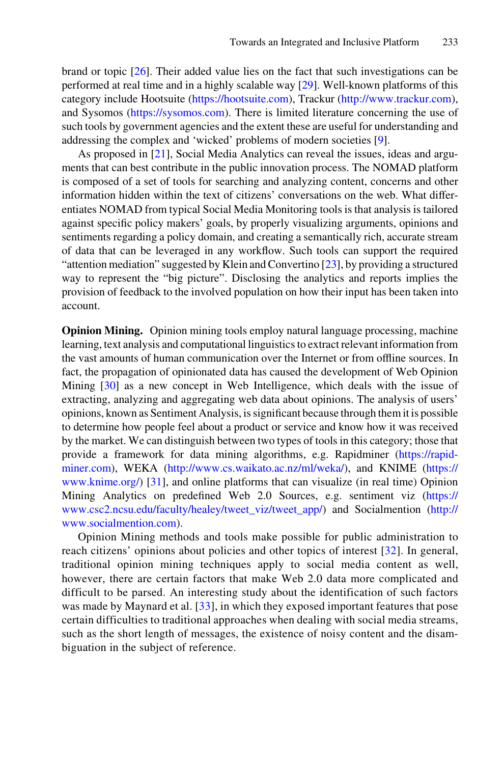brand or topic [26]. Their added value lies on the fact that such investigations can be performed at real time and in a highly scalable way [29]. Well-known platforms of this category include Hootsuite (https://hootsuite.com), Trackur (http://www.trackur.com), and Sysomos (https://sysomos.com). There is limited literature concerning the use of such tools by government agencies and the extent these are useful for understanding and addressing the complex and 'wicked' problems of modern societies [9].

As proposed in [21], Social Media Analytics can reveal the issues, ideas and arguments that can best contribute in the public innovation process. The NOMAD platform is composed of a set of tools for searching and analyzing content, concerns and other information hidden within the text of citizens' conversations on the web. What differentiates NOMAD from typical Social Media Monitoring tools is that analysis is tailored against specific policy makers' goals, by properly visualizing arguments, opinions and sentiments regarding a policy domain, and creating a semantically rich, accurate stream of data that can be leveraged in any workflow. Such tools can support the required "attention mediation" suggested by Klein and Convertino [23], by providing a structured way to represent the "big picture". Disclosing the analytics and reports implies the provision of feedback to the involved population on how their input has been taken into account.

**Opinion Mining.** Opinion mining tools employ natural language processing, machine learning, text analysis and computational linguistics to extract relevant information from the vast amounts of human communication over the Internet or from offline sources. In fact, the propagation of opinionated data has caused the development of Web Opinion Mining [30] as a new concept in Web Intelligence, which deals with the issue of extracting, analyzing and aggregating web data about opinions. The analysis of users' opinions, known as Sentiment Analysis, is significant because through them it is possible to determine how people feel about a product or service and know how it was received by the market. We can distinguish between two types of tools in this category; those that provide a framework for data mining algorithms, e.g. Rapidminer (https://rapidminer.com), WEKA (http://www.cs.waikato.ac.nz/ml/weka/), and KNIME (https://www.knime.org/) [31], and online platforms that can visualize (in real time) Opinion Mining Analytics on predefined Web 2.0 Sources, e.g. sentiment viz (https://www.csc2.ncsu.edu/faculty/healey/tweet_viz/tweet_app/) and Socialmention (http://www.socialmention.com).

Opinion Mining methods and tools make possible for public administration to reach citizens' opinions about policies and other topics of interest [32]. In general, traditional opinion mining techniques apply to social media content as well, however, there are certain factors that make Web 2.0 data more complicated and difficult to be parsed. An interesting study about the identification of such factors was made by Maynard et al. [33], in which they exposed important features that pose certain difficulties to traditional approaches when dealing with social media streams, such as the short length of messages, the existence of noisy content and the disambiguation in the subject of reference.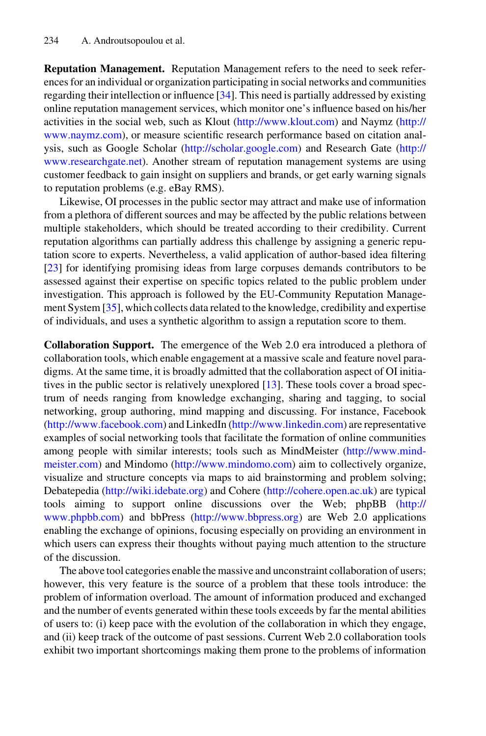**Reputation Management.** Reputation Management refers to the need to seek references for an individual or organization participating in social networks and communities regarding their intellection or influence [34]. This need is partially addressed by existing online reputation management services, which monitor one's influence based on his/her activities in the social web, such as Klout (http://www.klout.com) and Naymz (http://www.naymz.com), or measure scientific research performance based on citation analysis, such as Google Scholar (http://scholar.google.com) and Research Gate (http://www.researchgate.net). Another stream of reputation management systems are using customer feedback to gain insight on suppliers and brands, or get early warning signals to reputation problems (e.g. eBay RMS).

Likewise, OI processes in the public sector may attract and make use of information from a plethora of different sources and may be affected by the public relations between multiple stakeholders, which should be treated according to their credibility. Current reputation algorithms can partially address this challenge by assigning a generic reputation score to experts. Nevertheless, a valid application of author-based idea filtering [23] for identifying promising ideas from large corpuses demands contributors to be assessed against their expertise on specific topics related to the public problem under investigation. This approach is followed by the EU-Community Reputation Management System [35], which collects data related to the knowledge, credibility and expertise of individuals, and uses a synthetic algorithm to assign a reputation score to them.

**Collaboration Support.** The emergence of the Web 2.0 era introduced a plethora of collaboration tools, which enable engagement at a massive scale and feature novel paradigms. At the same time, it is broadly admitted that the collaboration aspect of OI initiatives in the public sector is relatively unexplored [13]. These tools cover a broad spectrum of needs ranging from knowledge exchanging, sharing and tagging, to social networking, group authoring, mind mapping and discussing. For instance, Facebook (http://www.facebook.com) and LinkedIn (http://www.linkedin.com) are representative examples of social networking tools that facilitate the formation of online communities among people with similar interests; tools such as MindMeister (http://www.mindmeister.com) and Mindomo (http://www.mindomo.com) aim to collectively organize, visualize and structure concepts via maps to aid brainstorming and problem solving; Debatepedia (http://wiki.idebate.org) and Cohere (http://cohere.open.ac.uk) are typical tools aiming to support online discussions over the Web; phpBB (http://www.phpbb.com) and bbPress (http://www.bbpress.org) are Web 2.0 applications enabling the exchange of opinions, focusing especially on providing an environment in which users can express their thoughts without paying much attention to the structure of the discussion.

The above tool categories enable the massive and unconstraint collaboration of users; however, this very feature is the source of a problem that these tools introduce: the problem of information overload. The amount of information produced and exchanged and the number of events generated within these tools exceeds by far the mental abilities of users to: (i) keep pace with the evolution of the collaboration in which they engage, and (ii) keep track of the outcome of past sessions. Current Web 2.0 collaboration tools exhibit two important shortcomings making them prone to the problems of information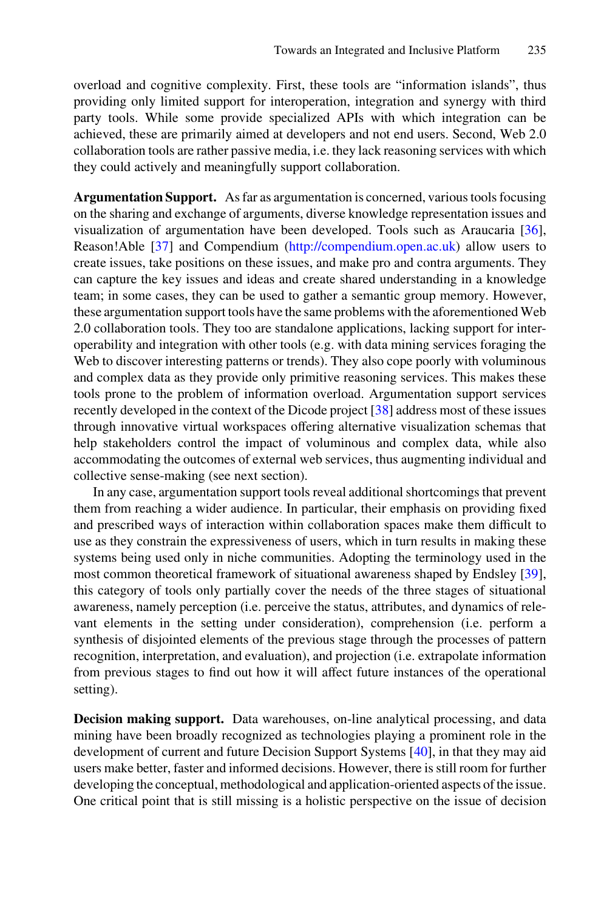overload and cognitive complexity. First, these tools are "information islands", thus providing only limited support for interoperation, integration and synergy with third party tools. While some provide specialized APIs with which integration can be achieved, these are primarily aimed at developers and not end users. Second, Web 2.0 collaboration tools are rather passive media, i.e. they lack reasoning services with which they could actively and meaningfully support collaboration.

**Argumentation Support.** As far as argumentation is concerned, various tools focusing on the sharing and exchange of arguments, diverse knowledge representation issues and visualization of argumentation have been developed. Tools such as Araucaria [36], Reason!Able [37] and Compendium (http://compendium.open.ac.uk) allow users to create issues, take positions on these issues, and make pro and contra arguments. They can capture the key issues and ideas and create shared understanding in a knowledge team; in some cases, they can be used to gather a semantic group memory. However, these argumentation support tools have the same problems with the aforementioned Web 2.0 collaboration tools. They too are standalone applications, lacking support for interoperability and integration with other tools (e.g. with data mining services foraging the Web to discover interesting patterns or trends). They also cope poorly with voluminous and complex data as they provide only primitive reasoning services. This makes these tools prone to the problem of information overload. Argumentation support services recently developed in the context of the Dicode project [38] address most of these issues through innovative virtual workspaces offering alternative visualization schemas that help stakeholders control the impact of voluminous and complex data, while also accommodating the outcomes of external web services, thus augmenting individual and collective sense-making (see next section).

In any case, argumentation support tools reveal additional shortcomings that prevent them from reaching a wider audience. In particular, their emphasis on providing fixed and prescribed ways of interaction within collaboration spaces make them difficult to use as they constrain the expressiveness of users, which in turn results in making these systems being used only in niche communities. Adopting the terminology used in the most common theoretical framework of situational awareness shaped by Endsley [39], this category of tools only partially cover the needs of the three stages of situational awareness, namely perception (i.e. perceive the status, attributes, and dynamics of relevant elements in the setting under consideration), comprehension (i.e. perform a synthesis of disjointed elements of the previous stage through the processes of pattern recognition, interpretation, and evaluation), and projection (i.e. extrapolate information from previous stages to find out how it will affect future instances of the operational setting).

**Decision making support.** Data warehouses, on-line analytical processing, and data mining have been broadly recognized as technologies playing a prominent role in the development of current and future Decision Support Systems [40], in that they may aid users make better, faster and informed decisions. However, there is still room for further developing the conceptual, methodological and application-oriented aspects of the issue. One critical point that is still missing is a holistic perspective on the issue of decision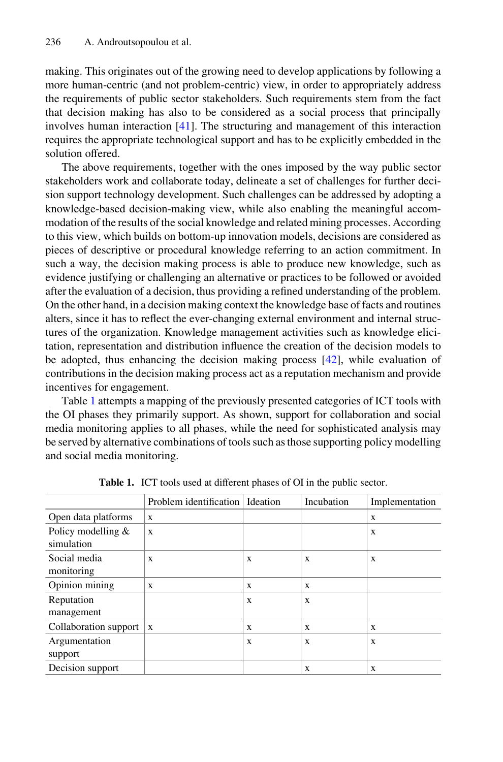making. This originates out of the growing need to develop applications by following a more human-centric (and not problem-centric) view, in order to appropriately address the requirements of public sector stakeholders. Such requirements stem from the fact that decision making has also to be considered as a social process that principally involves human interaction [41]. The structuring and management of this interaction requires the appropriate technological support and has to be explicitly embedded in the solution offered.

The above requirements, together with the ones imposed by the way public sector stakeholders work and collaborate today, delineate a set of challenges for further decision support technology development. Such challenges can be addressed by adopting a knowledge-based decision-making view, while also enabling the meaningful accommodation of the results of the social knowledge and related mining processes. According to this view, which builds on bottom-up innovation models, decisions are considered as pieces of descriptive or procedural knowledge referring to an action commitment. In such a way, the decision making process is able to produce new knowledge, such as evidence justifying or challenging an alternative or practices to be followed or avoided after the evaluation of a decision, thus providing a refined understanding of the problem. On the other hand, in a decision making context the knowledge base of facts and routines alters, since it has to reflect the ever-changing external environment and internal structures of the organization. Knowledge management activities such as knowledge elicitation, representation and distribution influence the creation of the decision models to be adopted, thus enhancing the decision making process [42], while evaluation of contributions in the decision making process act as a reputation mechanism and provide incentives for engagement.

Table 1 attempts a mapping of the previously presented categories of ICT tools with the OI phases they primarily support. As shown, support for collaboration and social media monitoring applies to all phases, while the need for sophisticated analysis may be served by alternative combinations of tools such as those supporting policy modelling and social media monitoring.

**Table 1.** ICT tools used at different phases of OI in the public sector.

| | Problem identification | Ideation | Incubation | Implementation |
|---|---|---|---|---|
| Open data platforms | x | | | x |
| Policy modelling & simulation | x | | | x |
| Social media monitoring | x | x | x | x |
| Opinion mining | x | x | x | |
| Reputation management | | x | x | |
| Collaboration support | x | x | x | x |
| Argumentation support | | x | x | x |
| Decision support | | | x | x |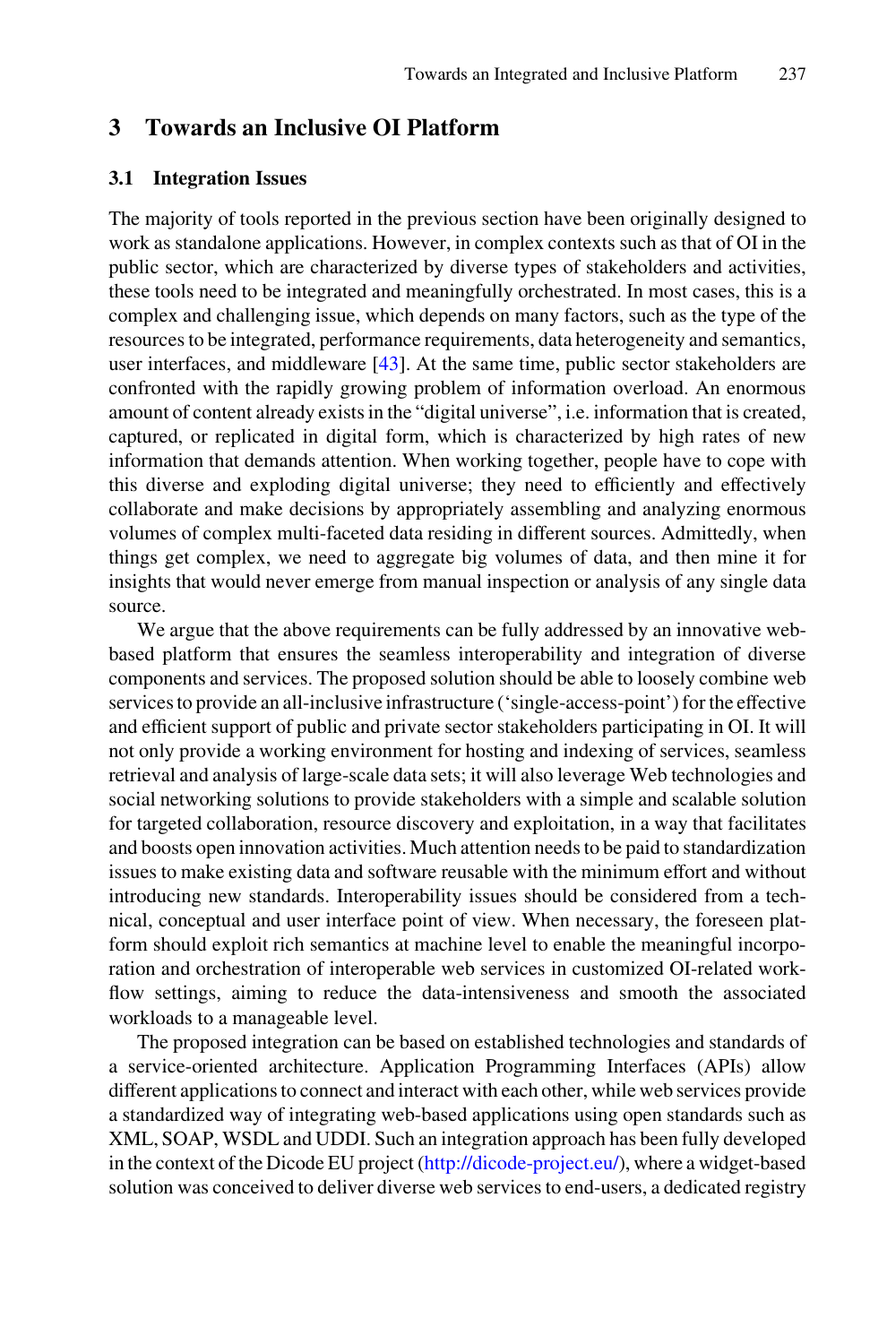## 3 Towards an Inclusive OI Platform

### 3.1 Integration Issues

The majority of tools reported in the previous section have been originally designed to work as standalone applications. However, in complex contexts such as that of OI in the public sector, which are characterized by diverse types of stakeholders and activities, these tools need to be integrated and meaningfully orchestrated. In most cases, this is a complex and challenging issue, which depends on many factors, such as the type of the resources to be integrated, performance requirements, data heterogeneity and semantics, user interfaces, and middleware [43]. At the same time, public sector stakeholders are confronted with the rapidly growing problem of information overload. An enormous amount of content already exists in the "digital universe", i.e. information that is created, captured, or replicated in digital form, which is characterized by high rates of new information that demands attention. When working together, people have to cope with this diverse and exploding digital universe; they need to efficiently and effectively collaborate and make decisions by appropriately assembling and analyzing enormous volumes of complex multi-faceted data residing in different sources. Admittedly, when things get complex, we need to aggregate big volumes of data, and then mine it for insights that would never emerge from manual inspection or analysis of any single data source.

We argue that the above requirements can be fully addressed by an innovative web-based platform that ensures the seamless interoperability and integration of diverse components and services. The proposed solution should be able to loosely combine web services to provide an all-inclusive infrastructure ('single-access-point') for the effective and efficient support of public and private sector stakeholders participating in OI. It will not only provide a working environment for hosting and indexing of services, seamless retrieval and analysis of large-scale data sets; it will also leverage Web technologies and social networking solutions to provide stakeholders with a simple and scalable solution for targeted collaboration, resource discovery and exploitation, in a way that facilitates and boosts open innovation activities. Much attention needs to be paid to standardization issues to make existing data and software reusable with the minimum effort and without introducing new standards. Interoperability issues should be considered from a technical, conceptual and user interface point of view. When necessary, the foreseen platform should exploit rich semantics at machine level to enable the meaningful incorporation and orchestration of interoperable web services in customized OI-related workflow settings, aiming to reduce the data-intensiveness and smooth the associated workloads to a manageable level.

The proposed integration can be based on established technologies and standards of a service-oriented architecture. Application Programming Interfaces (APIs) allow different applications to connect and interact with each other, while web services provide a standardized way of integrating web-based applications using open standards such as XML, SOAP, WSDL and UDDI. Such an integration approach has been fully developed in the context of the Dicode EU project (http://dicode-project.eu/), where a widget-based solution was conceived to deliver diverse web services to end-users, a dedicated registry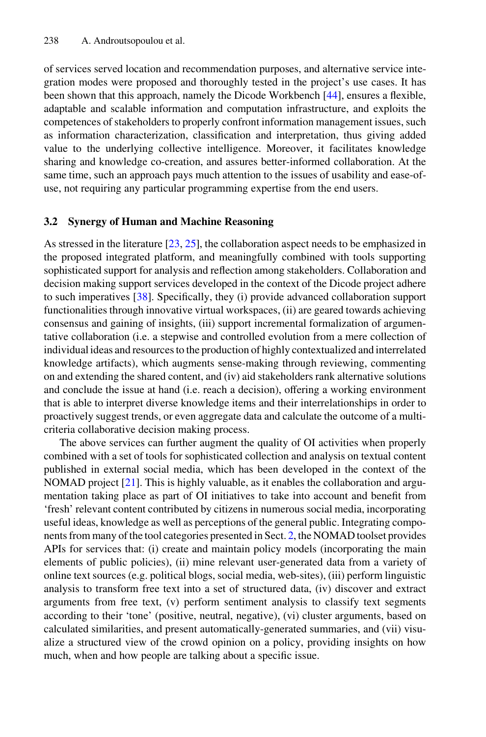of services served location and recommendation purposes, and alternative service integration modes were proposed and thoroughly tested in the project's use cases. It has been shown that this approach, namely the Dicode Workbench [44], ensures a flexible, adaptable and scalable information and computation infrastructure, and exploits the competences of stakeholders to properly confront information management issues, such as information characterization, classification and interpretation, thus giving added value to the underlying collective intelligence. Moreover, it facilitates knowledge sharing and knowledge co-creation, and assures better-informed collaboration. At the same time, such an approach pays much attention to the issues of usability and ease-of-use, not requiring any particular programming expertise from the end users.

### 3.2 Synergy of Human and Machine Reasoning

As stressed in the literature [23, 25], the collaboration aspect needs to be emphasized in the proposed integrated platform, and meaningfully combined with tools supporting sophisticated support for analysis and reflection among stakeholders. Collaboration and decision making support services developed in the context of the Dicode project adhere to such imperatives [38]. Specifically, they (i) provide advanced collaboration support functionalities through innovative virtual workspaces, (ii) are geared towards achieving consensus and gaining of insights, (iii) support incremental formalization of argumentative collaboration (i.e. a stepwise and controlled evolution from a mere collection of individual ideas and resources to the production of highly contextualized and interrelated knowledge artifacts), which augments sense-making through reviewing, commenting on and extending the shared content, and (iv) aid stakeholders rank alternative solutions and conclude the issue at hand (i.e. reach a decision), offering a working environment that is able to interpret diverse knowledge items and their interrelationships in order to proactively suggest trends, or even aggregate data and calculate the outcome of a multi-criteria collaborative decision making process.

The above services can further augment the quality of OI activities when properly combined with a set of tools for sophisticated collection and analysis on textual content published in external social media, which has been developed in the context of the NOMAD project [21]. This is highly valuable, as it enables the collaboration and argumentation taking place as part of OI initiatives to take into account and benefit from 'fresh' relevant content contributed by citizens in numerous social media, incorporating useful ideas, knowledge as well as perceptions of the general public. Integrating components from many of the tool categories presented in Sect. 2, the NOMAD toolset provides APIs for services that: (i) create and maintain policy models (incorporating the main elements of public policies), (ii) mine relevant user-generated data from a variety of online text sources (e.g. political blogs, social media, web-sites), (iii) perform linguistic analysis to transform free text into a set of structured data, (iv) discover and extract arguments from free text, (v) perform sentiment analysis to classify text segments according to their 'tone' (positive, neutral, negative), (vi) cluster arguments, based on calculated similarities, and present automatically-generated summaries, and (vii) visualize a structured view of the crowd opinion on a policy, providing insights on how much, when and how people are talking about a specific issue.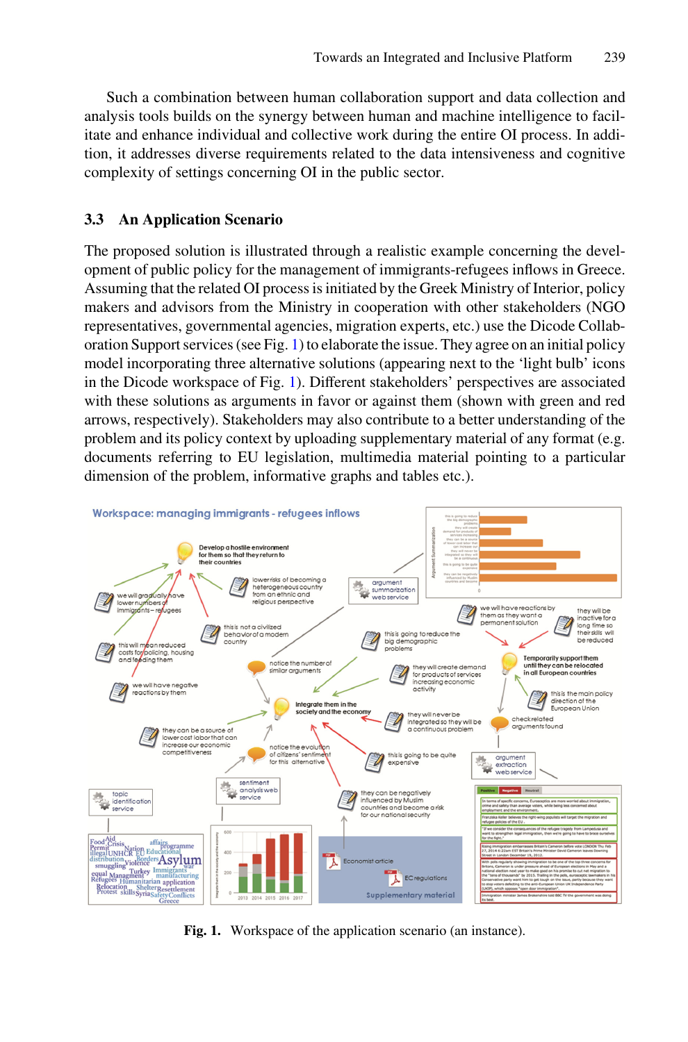Such a combination between human collaboration support and data collection and analysis tools builds on the synergy between human and machine intelligence to facilitate and enhance individual and collective work during the entire OI process. In addition, it addresses diverse requirements related to the data intensiveness and cognitive complexity of settings concerning OI in the public sector.

### 3.3 An Application Scenario

The proposed solution is illustrated through a realistic example concerning the development of public policy for the management of immigrants-refugees inflows in Greece. Assuming that the related OI process is initiated by the Greek Ministry of Interior, policy makers and advisors from the Ministry in cooperation with other stakeholders (NGO representatives, governmental agencies, migration experts, etc.) use the Dicode Collaboration Support services (see Fig. 1) to elaborate the issue. They agree on an initial policy model incorporating three alternative solutions (appearing next to the 'light bulb' icons in the Dicode workspace of Fig. 1). Different stakeholders' perspectives are associated with these solutions as arguments in favor or against them (shown with green and red arrows, respectively). Stakeholders may also contribute to a better understanding of the problem and its policy context by uploading supplementary material of any format (e.g. documents referring to EU legislation, multimedia material pointing to a particular dimension of the problem, informative graphs and tables etc.).

**Fig. 1.** Workspace of the application scenario (an instance).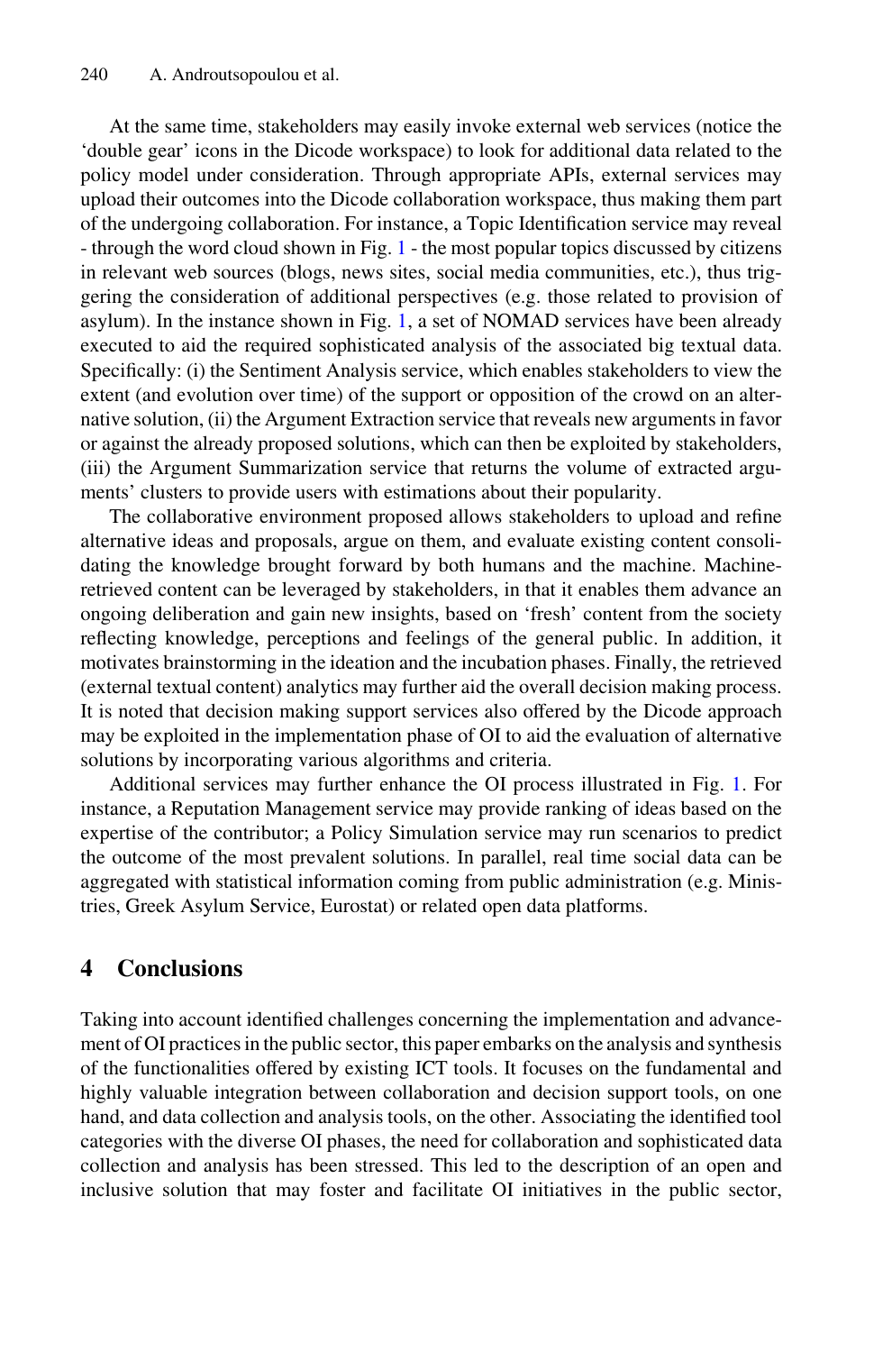At the same time, stakeholders may easily invoke external web services (notice the 'double gear' icons in the Dicode workspace) to look for additional data related to the policy model under consideration. Through appropriate APIs, external services may upload their outcomes into the Dicode collaboration workspace, thus making them part of the undergoing collaboration. For instance, a Topic Identification service may reveal - through the word cloud shown in Fig. 1 - the most popular topics discussed by citizens in relevant web sources (blogs, news sites, social media communities, etc.), thus triggering the consideration of additional perspectives (e.g. those related to provision of asylum). In the instance shown in Fig. 1, a set of NOMAD services have been already executed to aid the required sophisticated analysis of the associated big textual data. Specifically: (i) the Sentiment Analysis service, which enables stakeholders to view the extent (and evolution over time) of the support or opposition of the crowd on an alternative solution, (ii) the Argument Extraction service that reveals new arguments in favor or against the already proposed solutions, which can then be exploited by stakeholders, (iii) the Argument Summarization service that returns the volume of extracted arguments' clusters to provide users with estimations about their popularity.

The collaborative environment proposed allows stakeholders to upload and refine alternative ideas and proposals, argue on them, and evaluate existing content consolidating the knowledge brought forward by both humans and the machine. Machine-retrieved content can be leveraged by stakeholders, in that it enables them advance an ongoing deliberation and gain new insights, based on 'fresh' content from the society reflecting knowledge, perceptions and feelings of the general public. In addition, it motivates brainstorming in the ideation and the incubation phases. Finally, the retrieved (external textual content) analytics may further aid the overall decision making process. It is noted that decision making support services also offered by the Dicode approach may be exploited in the implementation phase of OI to aid the evaluation of alternative solutions by incorporating various algorithms and criteria.

Additional services may further enhance the OI process illustrated in Fig. 1. For instance, a Reputation Management service may provide ranking of ideas based on the expertise of the contributor; a Policy Simulation service may run scenarios to predict the outcome of the most prevalent solutions. In parallel, real time social data can be aggregated with statistical information coming from public administration (e.g. Ministries, Greek Asylum Service, Eurostat) or related open data platforms.

## 4 Conclusions

Taking into account identified challenges concerning the implementation and advancement of OI practices in the public sector, this paper embarks on the analysis and synthesis of the functionalities offered by existing ICT tools. It focuses on the fundamental and highly valuable integration between collaboration and decision support tools, on one hand, and data collection and analysis tools, on the other. Associating the identified tool categories with the diverse OI phases, the need for collaboration and sophisticated data collection and analysis has been stressed. This led to the description of an open and inclusive solution that may foster and facilitate OI initiatives in the public sector,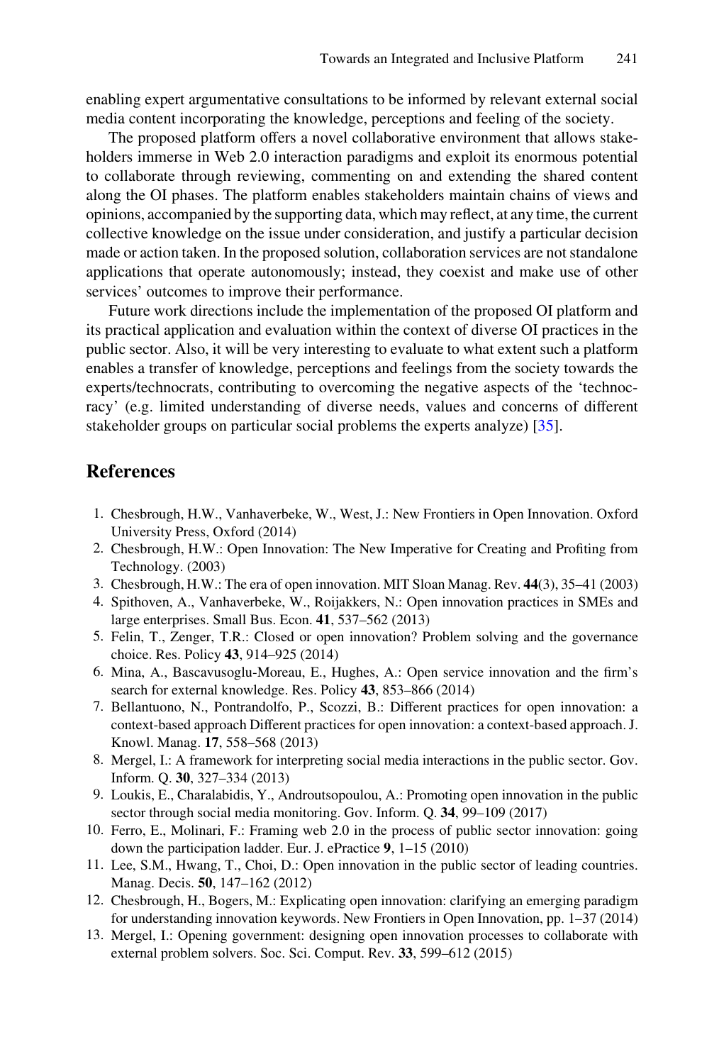enabling expert argumentative consultations to be informed by relevant external social media content incorporating the knowledge, perceptions and feeling of the society.

The proposed platform offers a novel collaborative environment that allows stakeholders immerse in Web 2.0 interaction paradigms and exploit its enormous potential to collaborate through reviewing, commenting on and extending the shared content along the OI phases. The platform enables stakeholders maintain chains of views and opinions, accompanied by the supporting data, which may reflect, at any time, the current collective knowledge on the issue under consideration, and justify a particular decision made or action taken. In the proposed solution, collaboration services are not standalone applications that operate autonomously; instead, they coexist and make use of other services' outcomes to improve their performance.

Future work directions include the implementation of the proposed OI platform and its practical application and evaluation within the context of diverse OI practices in the public sector. Also, it will be very interesting to evaluate to what extent such a platform enables a transfer of knowledge, perceptions and feelings from the society towards the experts/technocrats, contributing to overcoming the negative aspects of the 'technocracy' (e.g. limited understanding of diverse needs, values and concerns of different stakeholder groups on particular social problems the experts analyze) [35].

## References

1. Chesbrough, H.W., Vanhaverbeke, W., West, J.: New Frontiers in Open Innovation. Oxford University Press, Oxford (2014)
2. Chesbrough, H.W.: Open Innovation: The New Imperative for Creating and Profiting from Technology. (2003)
3. Chesbrough, H.W.: The era of open innovation. MIT Sloan Manag. Rev. **44**(3), 35–41 (2003)
4. Spithoven, A., Vanhaverbeke, W., Roijakkers, N.: Open innovation practices in SMEs and large enterprises. Small Bus. Econ. **41**, 537–562 (2013)
5. Felin, T., Zenger, T.R.: Closed or open innovation? Problem solving and the governance choice. Res. Policy **43**, 914–925 (2014)
6. Mina, A., Bascavusoglu-Moreau, E., Hughes, A.: Open service innovation and the firm's search for external knowledge. Res. Policy **43**, 853–866 (2014)
7. Bellantuono, N., Pontrandolfo, P., Scozzi, B.: Different practices for open innovation: a context-based approach Different practices for open innovation: a context-based approach. J. Knowl. Manag. **17**, 558–568 (2013)
8. Mergel, I.: A framework for interpreting social media interactions in the public sector. Gov. Inform. Q. **30**, 327–334 (2013)
9. Loukis, E., Charalabidis, Y., Androutsopoulou, A.: Promoting open innovation in the public sector through social media monitoring. Gov. Inform. Q. **34**, 99–109 (2017)
10. Ferro, E., Molinari, F.: Framing web 2.0 in the process of public sector innovation: going down the participation ladder. Eur. J. ePractice **9**, 1–15 (2010)
11. Lee, S.M., Hwang, T., Choi, D.: Open innovation in the public sector of leading countries. Manag. Decis. **50**, 147–162 (2012)
12. Chesbrough, H., Bogers, M.: Explicating open innovation: clarifying an emerging paradigm for understanding innovation keywords. New Frontiers in Open Innovation, pp. 1–37 (2014)
13. Mergel, I.: Opening government: designing open innovation processes to collaborate with external problem solvers. Soc. Sci. Comput. Rev. **33**, 599–612 (2015)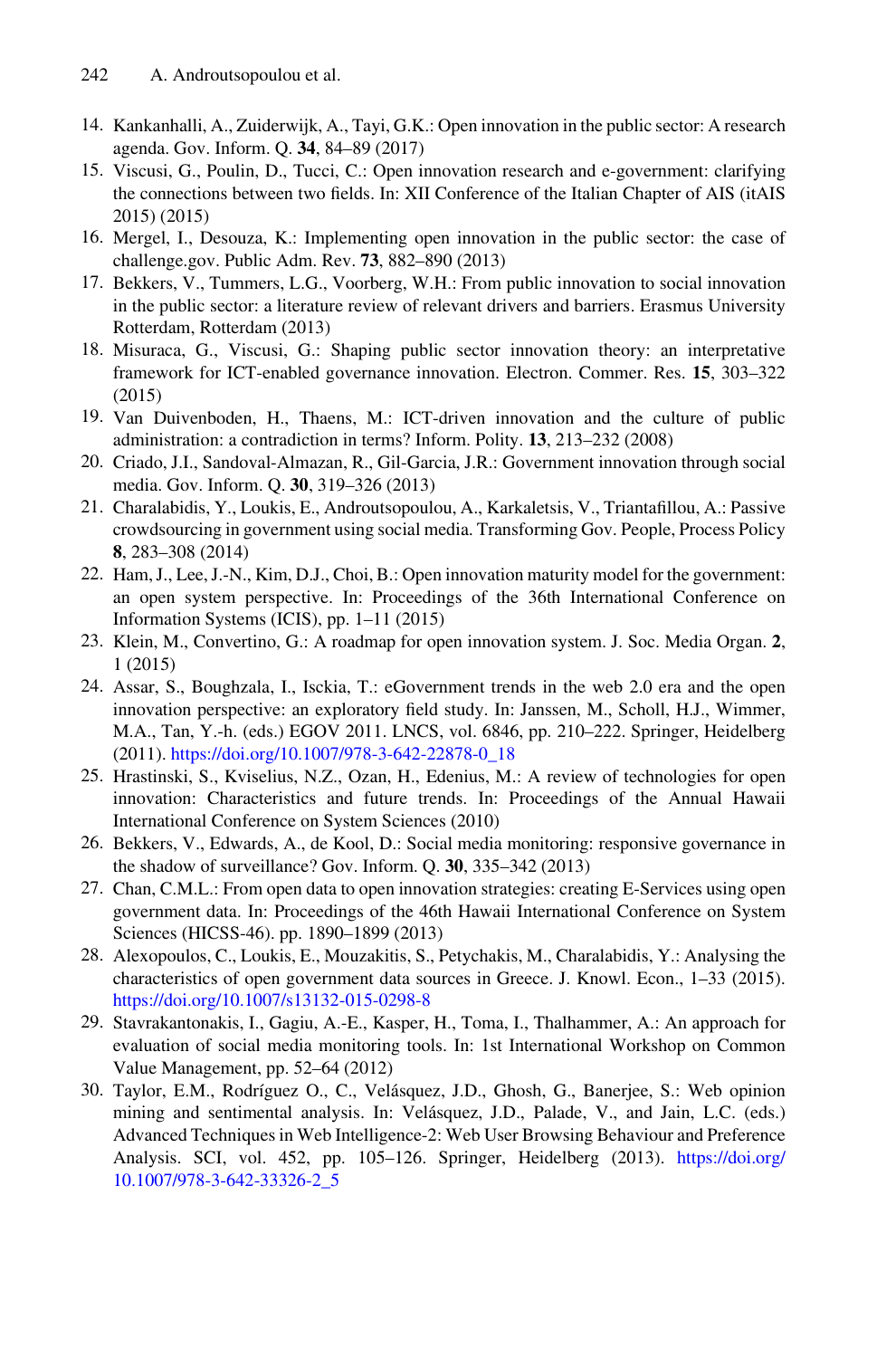14. Kankanhalli, A., Zuiderwijk, A., Tayi, G.K.: Open innovation in the public sector: A research agenda. Gov. Inform. Q. **34**, 84–89 (2017)
15. Viscusi, G., Poulin, D., Tucci, C.: Open innovation research and e-government: clarifying the connections between two fields. In: XII Conference of the Italian Chapter of AIS (itAIS 2015) (2015)
16. Mergel, I., Desouza, K.: Implementing open innovation in the public sector: the case of challenge.gov. Public Adm. Rev. **73**, 882–890 (2013)
17. Bekkers, V., Tummers, L.G., Voorberg, W.H.: From public innovation to social innovation in the public sector: a literature review of relevant drivers and barriers. Erasmus University Rotterdam, Rotterdam (2013)
18. Misuraca, G., Viscusi, G.: Shaping public sector innovation theory: an interpretative framework for ICT-enabled governance innovation. Electron. Commer. Res. **15**, 303–322 (2015)
19. Van Duivenboden, H., Thaens, M.: ICT-driven innovation and the culture of public administration: a contradiction in terms? Inform. Polity. **13**, 213–232 (2008)
20. Criado, J.I., Sandoval-Almazan, R., Gil-Garcia, J.R.: Government innovation through social media. Gov. Inform. Q. **30**, 319–326 (2013)
21. Charalabidis, Y., Loukis, E., Androutsopoulou, A., Karkaletsis, V., Triantafillou, A.: Passive crowdsourcing in government using social media. Transforming Gov. People, Process Policy **8**, 283–308 (2014)
22. Ham, J., Lee, J.-N., Kim, D.J., Choi, B.: Open innovation maturity model for the government: an open system perspective. In: Proceedings of the 36th International Conference on Information Systems (ICIS), pp. 1–11 (2015)
23. Klein, M., Convertino, G.: A roadmap for open innovation system. J. Soc. Media Organ. **2**, 1 (2015)
24. Assar, S., Boughzala, I., Isckia, T.: eGovernment trends in the web 2.0 era and the open innovation perspective: an exploratory field study. In: Janssen, M., Scholl, H.J., Wimmer, M.A., Tan, Y.-h. (eds.) EGOV 2011. LNCS, vol. 6846, pp. 210–222. Springer, Heidelberg (2011). https://doi.org/10.1007/978-3-642-22878-0_18
25. Hrastinski, S., Kviselius, N.Z., Ozan, H., Edenius, M.: A review of technologies for open innovation: Characteristics and future trends. In: Proceedings of the Annual Hawaii International Conference on System Sciences (2010)
26. Bekkers, V., Edwards, A., de Kool, D.: Social media monitoring: responsive governance in the shadow of surveillance? Gov. Inform. Q. **30**, 335–342 (2013)
27. Chan, C.M.L.: From open data to open innovation strategies: creating E-Services using open government data. In: Proceedings of the 46th Hawaii International Conference on System Sciences (HICSS-46). pp. 1890–1899 (2013)
28. Alexopoulos, C., Loukis, E., Mouzakitis, S., Petychakis, M., Charalabidis, Y.: Analysing the characteristics of open government data sources in Greece. J. Knowl. Econ., 1–33 (2015). https://doi.org/10.1007/s13132-015-0298-8
29. Stavrakantonakis, I., Gagiu, A.-E., Kasper, H., Toma, I., Thalhammer, A.: An approach for evaluation of social media monitoring tools. In: 1st International Workshop on Common Value Management, pp. 52–64 (2012)
30. Taylor, E.M., Rodríguez O., C., Velásquez, J.D., Ghosh, G., Banerjee, S.: Web opinion mining and sentimental analysis. In: Velásquez, J.D., Palade, V., and Jain, L.C. (eds.) Advanced Techniques in Web Intelligence-2: Web User Browsing Behaviour and Preference Analysis. SCI, vol. 452, pp. 105–126. Springer, Heidelberg (2013). https://doi.org/10.1007/978-3-642-33326-2_5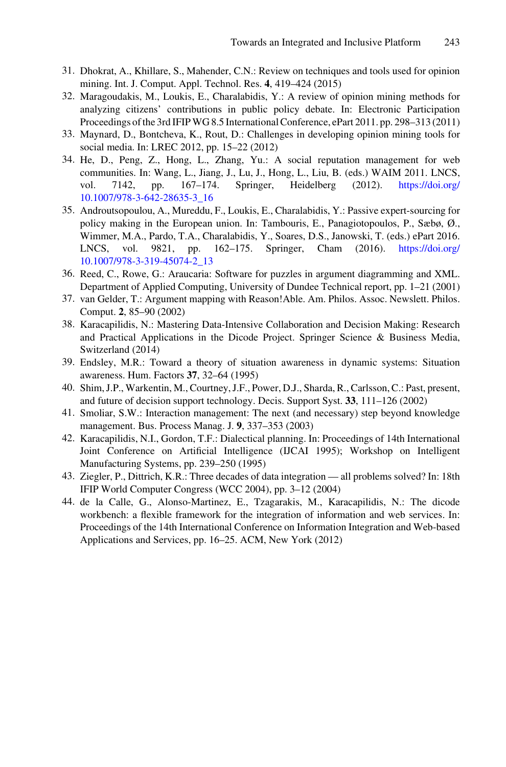31. Dhokrat, A., Khillare, S., Mahender, C.N.: Review on techniques and tools used for opinion mining. Int. J. Comput. Appl. Technol. Res. **4**, 419–424 (2015)
32. Maragoudakis, M., Loukis, E., Charalabidis, Y.: A review of opinion mining methods for analyzing citizens' contributions in public policy debate. In: Electronic Participation Proceedings of the 3rd IFIP WG 8.5 International Conference, ePart 2011. pp. 298–313 (2011)
33. Maynard, D., Bontcheva, K., Rout, D.: Challenges in developing opinion mining tools for social media. In: LREC 2012, pp. 15–22 (2012)
34. He, D., Peng, Z., Hong, L., Zhang, Yu.: A social reputation management for web communities. In: Wang, L., Jiang, J., Lu, J., Hong, L., Liu, B. (eds.) WAIM 2011. LNCS, vol. 7142, pp. 167–174. Springer, Heidelberg (2012). https://doi.org/10.1007/978-3-642-28635-3_16
35. Androutsopoulou, A., Mureddu, F., Loukis, E., Charalabidis, Y.: Passive expert-sourcing for policy making in the European union. In: Tambouris, E., Panagiotopoulos, P., Sæbø, Ø., Wimmer, M.A., Pardo, T.A., Charalabidis, Y., Soares, D.S., Janowski, T. (eds.) ePart 2016. LNCS, vol. 9821, pp. 162–175. Springer, Cham (2016). https://doi.org/10.1007/978-3-319-45074-2_13
36. Reed, C., Rowe, G.: Araucaria: Software for puzzles in argument diagramming and XML. Department of Applied Computing, University of Dundee Technical report, pp. 1–21 (2001)
37. van Gelder, T.: Argument mapping with Reason!Able. Am. Philos. Assoc. Newslett. Philos. Comput. **2**, 85–90 (2002)
38. Karacapilidis, N.: Mastering Data-Intensive Collaboration and Decision Making: Research and Practical Applications in the Dicode Project. Springer Science & Business Media, Switzerland (2014)
39. Endsley, M.R.: Toward a theory of situation awareness in dynamic systems: Situation awareness. Hum. Factors **37**, 32–64 (1995)
40. Shim, J.P., Warkentin, M., Courtney, J.F., Power, D.J., Sharda, R., Carlsson, C.: Past, present, and future of decision support technology. Decis. Support Syst. **33**, 111–126 (2002)
41. Smoliar, S.W.: Interaction management: The next (and necessary) step beyond knowledge management. Bus. Process Manag. J. **9**, 337–353 (2003)
42. Karacapilidis, N.I., Gordon, T.F.: Dialectical planning. In: Proceedings of 14th International Joint Conference on Artificial Intelligence (IJCAI 1995); Workshop on Intelligent Manufacturing Systems, pp. 239–250 (1995)
43. Ziegler, P., Dittrich, K.R.: Three decades of data integration — all problems solved? In: 18th IFIP World Computer Congress (WCC 2004), pp. 3–12 (2004)
44. de la Calle, G., Alonso-Martinez, E., Tzagarakis, M., Karacapilidis, N.: The dicode workbench: a flexible framework for the integration of information and web services. In: Proceedings of the 14th International Conference on Information Integration and Web-based Applications and Services, pp. 16–25. ACM, New York (2012)